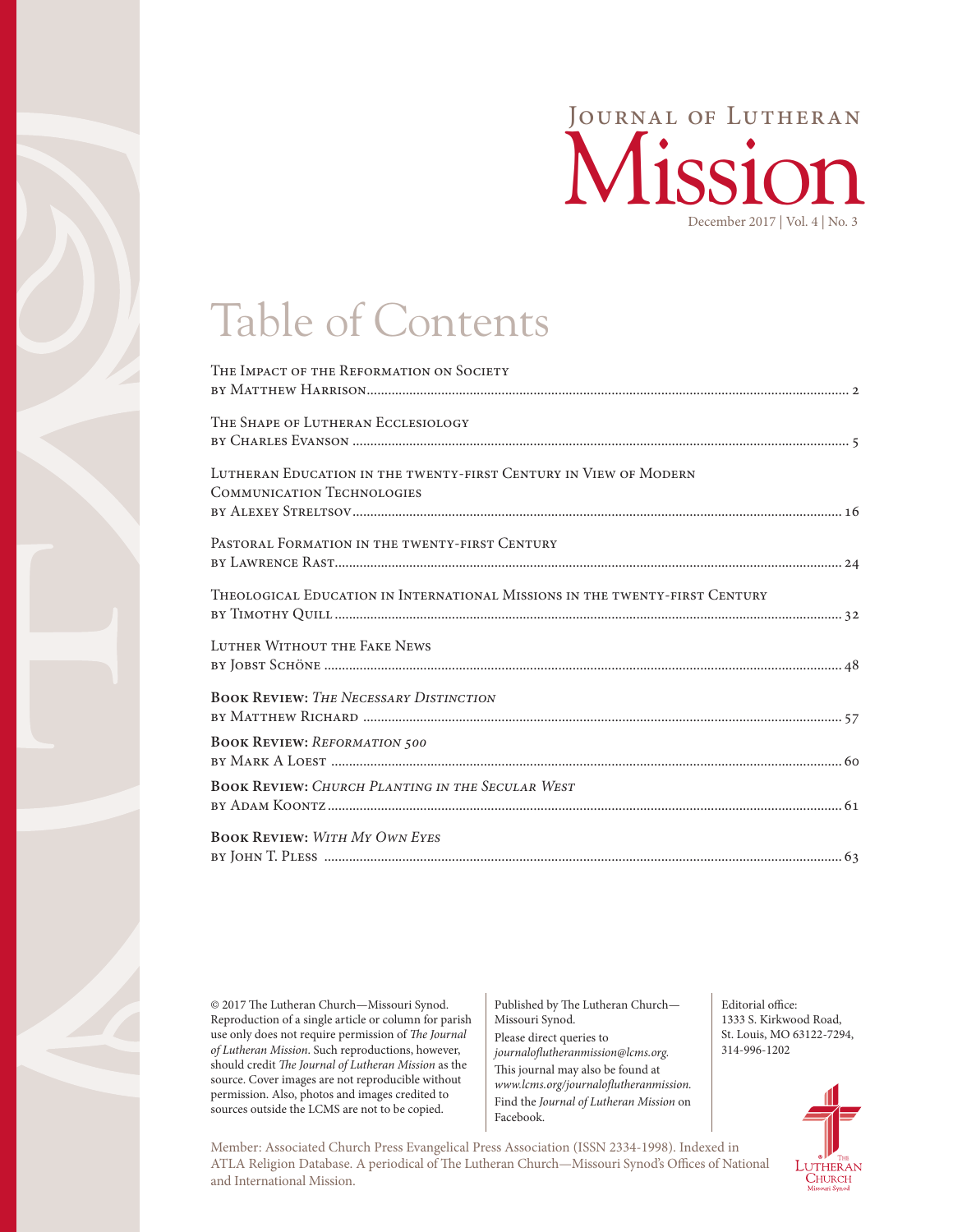# Journal of Lutheran Mission

December 2017 | Vol. 4 | No. 3

## Table of Contents

The Impact of the Reformation on Society
by Matthew Harrison .......... 2

The Shape of Lutheran Ecclesiology
by Charles Evanson .......... 5

Lutheran Education in the twenty-first Century in View of Modern Communication Technologies
by Alexey Streltsov .......... 16

Pastoral Formation in the twenty-first Century
by Lawrence Rast .......... 24

Theological Education in International Missions in the twenty-first Century
by Timothy Quill .......... 32

Luther Without the Fake News
by Jobst Schöne .......... 48

**Book Review:** *The Necessary Distinction*
by Matthew Richard .......... 57

**Book Review:** *Reformation 500*
by Mark A Loest .......... 60

**Book Review:** *Church Planting in the Secular West*
by Adam Koontz .......... 61

**Book Review:** *With My Own Eyes*
by John T. Pless .......... 63

© 2017 The Lutheran Church—Missouri Synod. Reproduction of a single article or column for parish use only does not require permission of *The Journal of Lutheran Mission*. Such reproductions, however, should credit *The Journal of Lutheran Mission* as the source. Cover images are not reproducible without permission. Also, photos and images credited to sources outside the LCMS are not to be copied.

Published by The Lutheran Church—Missouri Synod.
Please direct queries to *journaloflutheranmission@lcms.org.*
This journal may also be found at *www.lcms.org/journaloflutheranmission.*
Find the *Journal of Lutheran Mission* on Facebook.

Editorial office:
1333 S. Kirkwood Road,
St. Louis, MO 63122-7294,
314-996-1202

Member: Associated Church Press Evangelical Press Association (ISSN 2334-1998). Indexed in ATLA Religion Database. A periodical of The Lutheran Church—Missouri Synod's Offices of National and International Mission.

The Lutheran Church Missouri Synod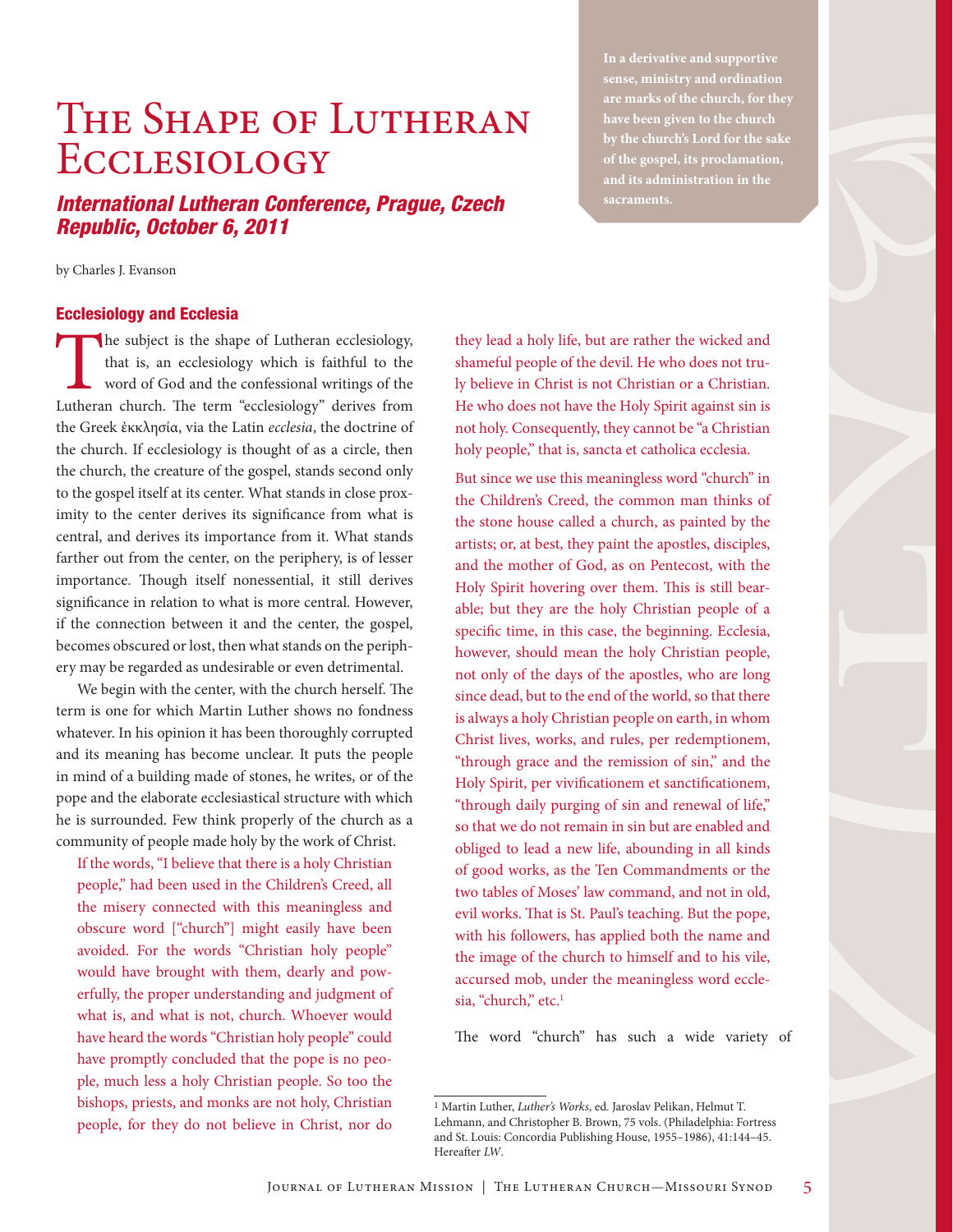# The Shape of Lutheran Ecclesiology

### *International Lutheran Conference, Prague, Czech Republic, October 6, 2011*

by Charles J. Evanson

**In a derivative and supportive sense, ministry and ordination are marks of the church, for they have been given to the church by the church's Lord for the sake of the gospel, its proclamation, and its administration in the sacraments.**

## Ecclesiology and Ecclesia

The subject is the shape of Lutheran ecclesiology, that is, an ecclesiology which is faithful to the word of God and the confessional writings of the Lutheran church. The term "ecclesiology" derives from the Greek ἐκκλησία, via the Latin *ecclesia*, the doctrine of the church. If ecclesiology is thought of as a circle, then the church, the creature of the gospel, stands second only to the gospel itself at its center. What stands in close proximity to the center derives its significance from what is central, and derives its importance from it. What stands farther out from the center, on the periphery, is of lesser importance. Though itself nonessential, it still derives significance in relation to what is more central. However, if the connection between it and the center, the gospel, becomes obscured or lost, then what stands on the periphery may be regarded as undesirable or even detrimental.

We begin with the center, with the church herself. The term is one for which Martin Luther shows no fondness whatever. In his opinion it has been thoroughly corrupted and its meaning has become unclear. It puts the people in mind of a building made of stones, he writes, or of the pope and the elaborate ecclesiastical structure with which he is surrounded. Few think properly of the church as a community of people made holy by the work of Christ.

> If the words, "I believe that there is a holy Christian people," had been used in the Children's Creed, all the misery connected with this meaningless and obscure word ["church"] might easily have been avoided. For the words "Christian holy people" would have brought with them, dearly and powerfully, the proper understanding and judgment of what is, and what is not, church. Whoever would have heard the words "Christian holy people" could have promptly concluded that the pope is no people, much less a holy Christian people. So too the bishops, priests, and monks are not holy, Christian people, for they do not believe in Christ, nor do they lead a holy life, but are rather the wicked and shameful people of the devil. He who does not truly believe in Christ is not Christian or a Christian. He who does not have the Holy Spirit against sin is not holy. Consequently, they cannot be "a Christian holy people," that is, sancta et catholica ecclesia.
>
> But since we use this meaningless word "church" in the Children's Creed, the common man thinks of the stone house called a church, as painted by the artists; or, at best, they paint the apostles, disciples, and the mother of God, as on Pentecost, with the Holy Spirit hovering over them. This is still bearable; but they are the holy Christian people of a specific time, in this case, the beginning. Ecclesia, however, should mean the holy Christian people, not only of the days of the apostles, who are long since dead, but to the end of the world, so that there is always a holy Christian people on earth, in whom Christ lives, works, and rules, per redemptionem, "through grace and the remission of sin," and the Holy Spirit, per vivificationem et sanctificationem, "through daily purging of sin and renewal of life," so that we do not remain in sin but are enabled and obliged to lead a new life, abounding in all kinds of good works, as the Ten Commandments or the two tables of Moses' law command, and not in old, evil works. That is St. Paul's teaching. But the pope, with his followers, has applied both the name and the image of the church to himself and to his vile, accursed mob, under the meaningless word ecclesia, "church," etc.[1]

The word "church" has such a wide variety of

---

[1] Martin Luther, *Luther's Works*, ed. Jaroslav Pelikan, Helmut T. Lehmann, and Christopher B. Brown, 75 vols. (Philadelphia: Fortress and St. Louis: Concordia Publishing House, 1955–1986), 41:144–45. Hereafter *LW*.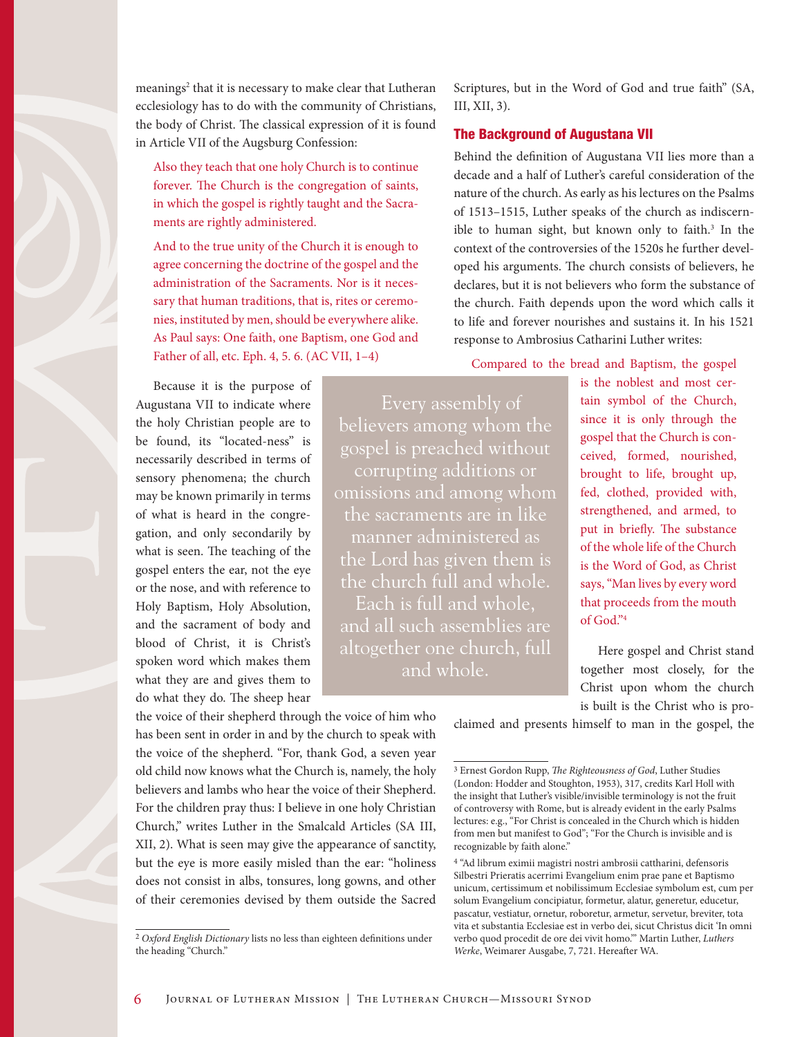meanings[2] that it is necessary to make clear that Lutheran ecclesiology has to do with the community of Christians, the body of Christ. The classical expression of it is found in Article VII of the Augsburg Confession:

> Also they teach that one holy Church is to continue forever. The Church is the congregation of saints, in which the gospel is rightly taught and the Sacraments are rightly administered.
>
> And to the true unity of the Church it is enough to agree concerning the doctrine of the gospel and the administration of the Sacraments. Nor is it necessary that human traditions, that is, rites or ceremonies, instituted by men, should be everywhere alike. As Paul says: One faith, one Baptism, one God and Father of all, etc. Eph. 4, 5. 6. (AC VII, 1–4)

Because it is the purpose of Augustana VII to indicate where the holy Christian people are to be found, its "located-ness" is necessarily described in terms of sensory phenomena; the church may be known primarily in terms of what is heard in the congregation, and only secondarily by what is seen. The teaching of the gospel enters the ear, not the eye or the nose, and with reference to Holy Baptism, Holy Absolution, and the sacrament of body and blood of Christ, it is Christ's spoken word which makes them what they are and gives them to do what they do. The sheep hear the voice of their shepherd through the voice of him who has been sent in order in and by the church to speak with the voice of the shepherd. "For, thank God, a seven year old child now knows what the Church is, namely, the holy believers and lambs who hear the voice of their Shepherd. For the children pray thus: I believe in one holy Christian Church," writes Luther in the Smalcald Articles (SA III, XII, 2). What is seen may give the appearance of sanctity, but the eye is more easily misled than the ear: "holiness does not consist in albs, tonsures, long gowns, and other of their ceremonies devised by them outside the Sacred Scriptures, but in the Word of God and true faith" (SA, III, XII, 3).

> Every assembly of believers among whom the gospel is preached without corrupting additions or omissions and among whom the sacraments are in like manner administered as the Lord has given them is the church full and whole. Each is full and whole, and all such assemblies are altogether one church, full and whole.

## The Background of Augustana VII

Behind the definition of Augustana VII lies more than a decade and a half of Luther's careful consideration of the nature of the church. As early as his lectures on the Psalms of 1513–1515, Luther speaks of the church as indiscernible to human sight, but known only to faith.[3] In the context of the controversies of the 1520s he further developed his arguments. The church consists of believers, he declares, but it is not believers who form the substance of the church. Faith depends upon the word which calls it to life and forever nourishes and sustains it. In his 1521 response to Ambrosius Catharini Luther writes:

> Compared to the bread and Baptism, the gospel is the noblest and most certain symbol of the Church, since it is only through the gospel that the Church is conceived, formed, nourished, brought to life, brought up, fed, clothed, provided with, strengthened, and armed, to put in briefly. The substance of the whole life of the Church is the Word of God, as Christ says, "Man lives by every word that proceeds from the mouth of God."[4]

Here gospel and Christ stand together most closely, for the Christ upon whom the church is built is the Christ who is proclaimed and presents himself to man in the gospel, the

---

[2] *Oxford English Dictionary* lists no less than eighteen definitions under the heading "Church."

[3] Ernest Gordon Rupp, *The Righteousness of God*, Luther Studies (London: Hodder and Stoughton, 1953), 317, credits Karl Holl with the insight that Luther's visible/invisible terminology is not the fruit of controversy with Rome, but is already evident in the early Psalms lectures: e.g., "For Christ is concealed in the Church which is hidden from men but manifest to God"; "For the Church is invisible and is recognizable by faith alone."

[4] "Ad librum eximii magistri nostri ambrosii cattharini, defensoris Silbestri Prieratis acerrimi Evangelium enim prae pane et Baptismo unicum, certissimum et nobilissimum Ecclesiae symbolum est, cum per solum Evangelium concipiatur, formetur, alatur, generetur, educetur, pascatur, vestiatur, ornetur, roboretur, armetur, servetur, breviter, tota vita et substantia Ecclesiae est in verbo dei, sicut Christus dicit 'In omni verbo quod procedit de ore dei vivit homo.'" Martin Luther, *Luthers Werke*, Weimarer Ausgabe, 7, 721. Hereafter WA.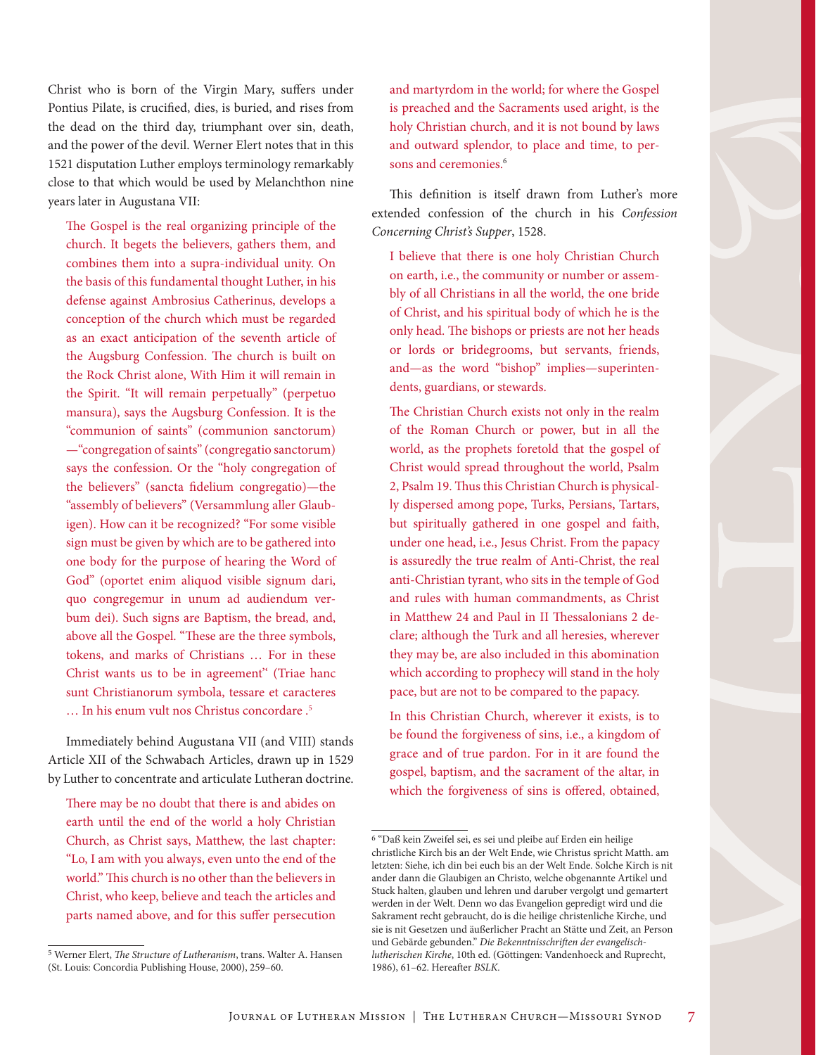Christ who is born of the Virgin Mary, suffers under Pontius Pilate, is crucified, dies, is buried, and rises from the dead on the third day, triumphant over sin, death, and the power of the devil. Werner Elert notes that in this 1521 disputation Luther employs terminology remarkably close to that which would be used by Melanchthon nine years later in Augustana VII:

> The Gospel is the real organizing principle of the church. It begets the believers, gathers them, and combines them into a supra-individual unity. On the basis of this fundamental thought Luther, in his defense against Ambrosius Catherinus, develops a conception of the church which must be regarded as an exact anticipation of the seventh article of the Augsburg Confession. The church is built on the Rock Christ alone, With Him it will remain in the Spirit. "It will remain perpetually" (perpetuo mansura), says the Augsburg Confession. It is the "communion of saints" (communion sanctorum) —"congregation of saints" (congregatio sanctorum) says the confession. Or the "holy congregation of the believers" (sancta fidelium congregatio)—the "assembly of believers" (Versammlung aller Glaubigen). How can it be recognized? "For some visible sign must be given by which are to be gathered into one body for the purpose of hearing the Word of God" (oportet enim aliquod visible signum dari, quo congregemur in unum ad audiendum verbum dei). Such signs are Baptism, the bread, and, above all the Gospel. "These are the three symbols, tokens, and marks of Christians … For in these Christ wants us to be in agreement" (Triae hanc sunt Christianorum symbola, tessare et caracteres … In his enum vult nos Christus concordare .[5]

Immediately behind Augustana VII (and VIII) stands Article XII of the Schwabach Articles, drawn up in 1529 by Luther to concentrate and articulate Lutheran doctrine.

> There may be no doubt that there is and abides on earth until the end of the world a holy Christian Church, as Christ says, Matthew, the last chapter: "Lo, I am with you always, even unto the end of the world." This church is no other than the believers in Christ, who keep, believe and teach the articles and parts named above, and for this suffer persecution and martyrdom in the world; for where the Gospel is preached and the Sacraments used aright, is the holy Christian church, and it is not bound by laws and outward splendor, to place and time, to persons and ceremonies.[6]

This definition is itself drawn from Luther's more extended confession of the church in his *Confession Concerning Christ's Supper*, 1528.

> I believe that there is one holy Christian Church on earth, i.e., the community or number or assembly of all Christians in all the world, the one bride of Christ, and his spiritual body of which he is the only head. The bishops or priests are not her heads or lords or bridegrooms, but servants, friends, and—as the word "bishop" implies—superintendents, guardians, or stewards.
>
> The Christian Church exists not only in the realm of the Roman Church or power, but in all the world, as the prophets foretold that the gospel of Christ would spread throughout the world, Psalm 2, Psalm 19. Thus this Christian Church is physically dispersed among pope, Turks, Persians, Tartars, but spiritually gathered in one gospel and faith, under one head, i.e., Jesus Christ. From the papacy is assuredly the true realm of Anti-Christ, the real anti-Christian tyrant, who sits in the temple of God and rules with human commandments, as Christ in Matthew 24 and Paul in II Thessalonians 2 declare; although the Turk and all heresies, wherever they may be, are also included in this abomination which according to prophecy will stand in the holy pace, but are not to be compared to the papacy.
>
> In this Christian Church, wherever it exists, is to be found the forgiveness of sins, i.e., a kingdom of grace and of true pardon. For in it are found the gospel, baptism, and the sacrament of the altar, in which the forgiveness of sins is offered, obtained,

---

[5] Werner Elert, *The Structure of Lutheranism*, trans. Walter A. Hansen (St. Louis: Concordia Publishing House, 2000), 259–60.

[6] "Daß kein Zweifel sei, es sei und pleibe auf Erden ein heilige christliche Kirch bis an der Welt Ende, wie Christus spricht Matth. am letzten: Siehe, ich din bei euch bis an der Welt Ende. Solche Kirch is nit ander dann die Glaubigen an Christo, welche obgenannte Artikel und Stuck halten, glauben und lehren und daruber vergolgt und gemartert werden in der Welt. Denn wo das Evangelion gepredigt wird und die Sakrament recht gebraucht, do is die heilige christenliche Kirche, und sie is nit Gesetzen und äußerlicher Pracht an Stätte und Zeit, an Person und Gebärde gebunden." *Die Bekenntnisschriften der evangelisch-lutherischen Kirche*, 10th ed. (Göttingen: Vandenhoeck and Ruprecht, 1986), 61–62. Hereafter *BSLK*.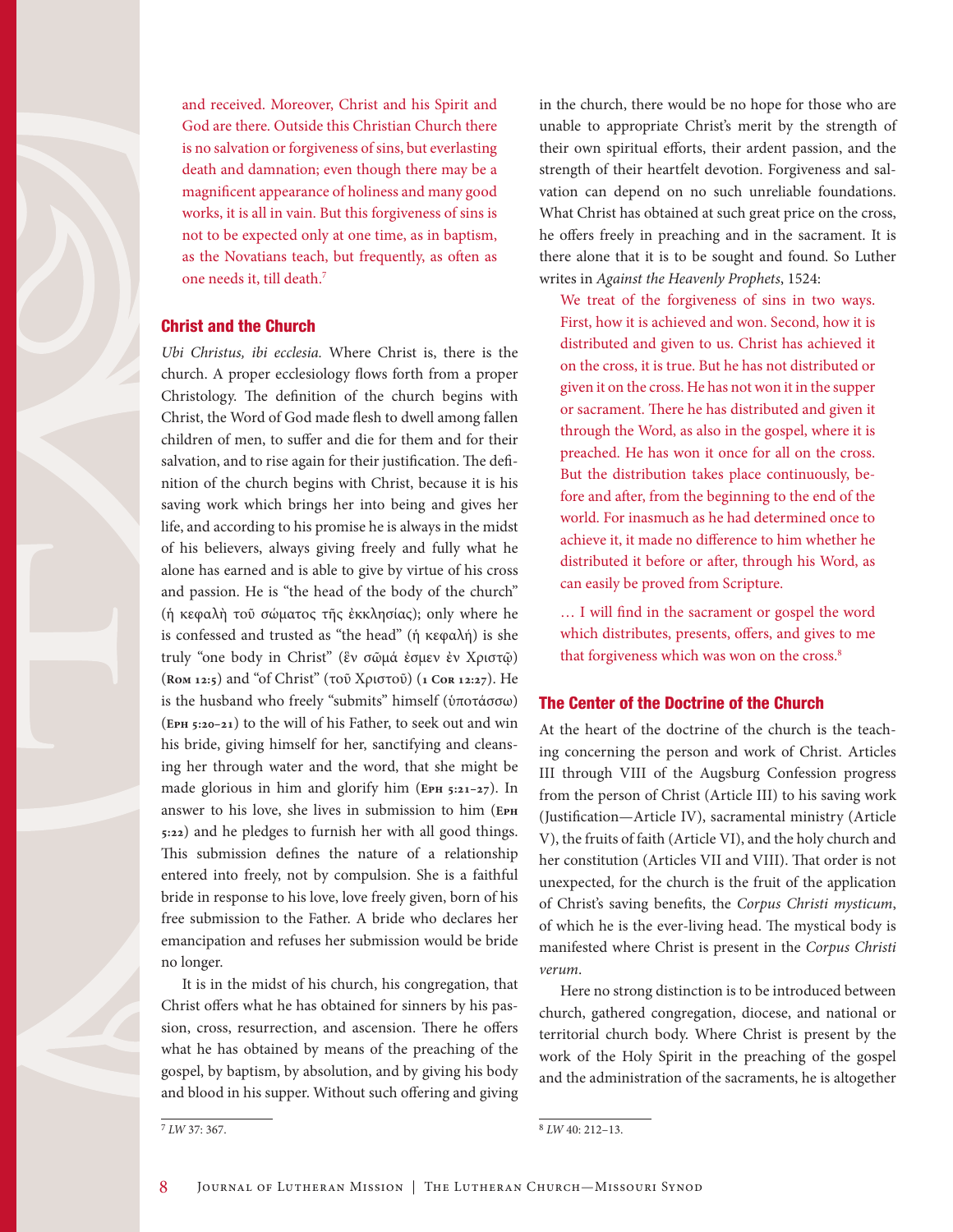and received. Moreover, Christ and his Spirit and God are there. Outside this Christian Church there is no salvation or forgiveness of sins, but everlasting death and damnation; even though there may be a magnificent appearance of holiness and many good works, it is all in vain. But this forgiveness of sins is not to be expected only at one time, as in baptism, as the Novatians teach, but frequently, as often as one needs it, till death.[7]

## Christ and the Church

*Ubi Christus, ibi ecclesia.* Where Christ is, there is the church. A proper ecclesiology flows forth from a proper Christology. The definition of the church begins with Christ, the Word of God made flesh to dwell among fallen children of men, to suffer and die for them and for their salvation, and to rise again for their justification. The definition of the church begins with Christ, because it is his saving work which brings her into being and gives her life, and according to his promise he is always in the midst of his believers, always giving freely and fully what he alone has earned and is able to give by virtue of his cross and passion. He is "the head of the body of the church" (ἡ κεφαλὴ τοῦ σώματος τῆς ἐκκλησίας); only where he is confessed and trusted as "the head" (ἡ κεφαλή) is she truly "one body in Christ" (ἓν σῶμά ἐσμεν ἐν Χριστῷ) (**Rom 12:5**) and "of Christ" (τοῦ Χριστοῦ) (**1 Cor 12:27**). He is the husband who freely "submits" himself (ὑποτάσσω) (**Eph 5:20–21**) to the will of his Father, to seek out and win his bride, giving himself for her, sanctifying and cleansing her through water and the word, that she might be made glorious in him and glorify him (**Eph 5:21–27**). In answer to his love, she lives in submission to him (**Eph 5:22**) and he pledges to furnish her with all good things. This submission defines the nature of a relationship entered into freely, not by compulsion. She is a faithful bride in response to his love, love freely given, born of his free submission to the Father. A bride who declares her emancipation and refuses her submission would be bride no longer.

It is in the midst of his church, his congregation, that Christ offers what he has obtained for sinners by his passion, cross, resurrection, and ascension. There he offers what he has obtained by means of the preaching of the gospel, by baptism, by absolution, and by giving his body and blood in his supper. Without such offering and giving in the church, there would be no hope for those who are unable to appropriate Christ's merit by the strength of their own spiritual efforts, their ardent passion, and the strength of their heartfelt devotion. Forgiveness and salvation can depend on no such unreliable foundations. What Christ has obtained at such great price on the cross, he offers freely in preaching and in the sacrament. It is there alone that it is to be sought and found. So Luther writes in *Against the Heavenly Prophets*, 1524:

> We treat of the forgiveness of sins in two ways. First, how it is achieved and won. Second, how it is distributed and given to us. Christ has achieved it on the cross, it is true. But he has not distributed or given it on the cross. He has not won it in the supper or sacrament. There he has distributed and given it through the Word, as also in the gospel, where it is preached. He has won it once for all on the cross. But the distribution takes place continuously, before and after, from the beginning to the end of the world. For inasmuch as he had determined once to achieve it, it made no difference to him whether he distributed it before or after, through his Word, as can easily be proved from Scripture.
>
> … I will find in the sacrament or gospel the word which distributes, presents, offers, and gives to me that forgiveness which was won on the cross.[8]

## The Center of the Doctrine of the Church

At the heart of the doctrine of the church is the teaching concerning the person and work of Christ. Articles III through VIII of the Augsburg Confession progress from the person of Christ (Article III) to his saving work (Justification—Article IV), sacramental ministry (Article V), the fruits of faith (Article VI), and the holy church and her constitution (Articles VII and VIII). That order is not unexpected, for the church is the fruit of the application of Christ's saving benefits, the *Corpus Christi mysticum*, of which he is the ever-living head. The mystical body is manifested where Christ is present in the *Corpus Christi verum*.

Here no strong distinction is to be introduced between church, gathered congregation, diocese, and national or territorial church body. Where Christ is present by the work of the Holy Spirit in the preaching of the gospel and the administration of the sacraments, he is altogether

---

[7] *LW* 37: 367.

[8] *LW* 40: 212–13.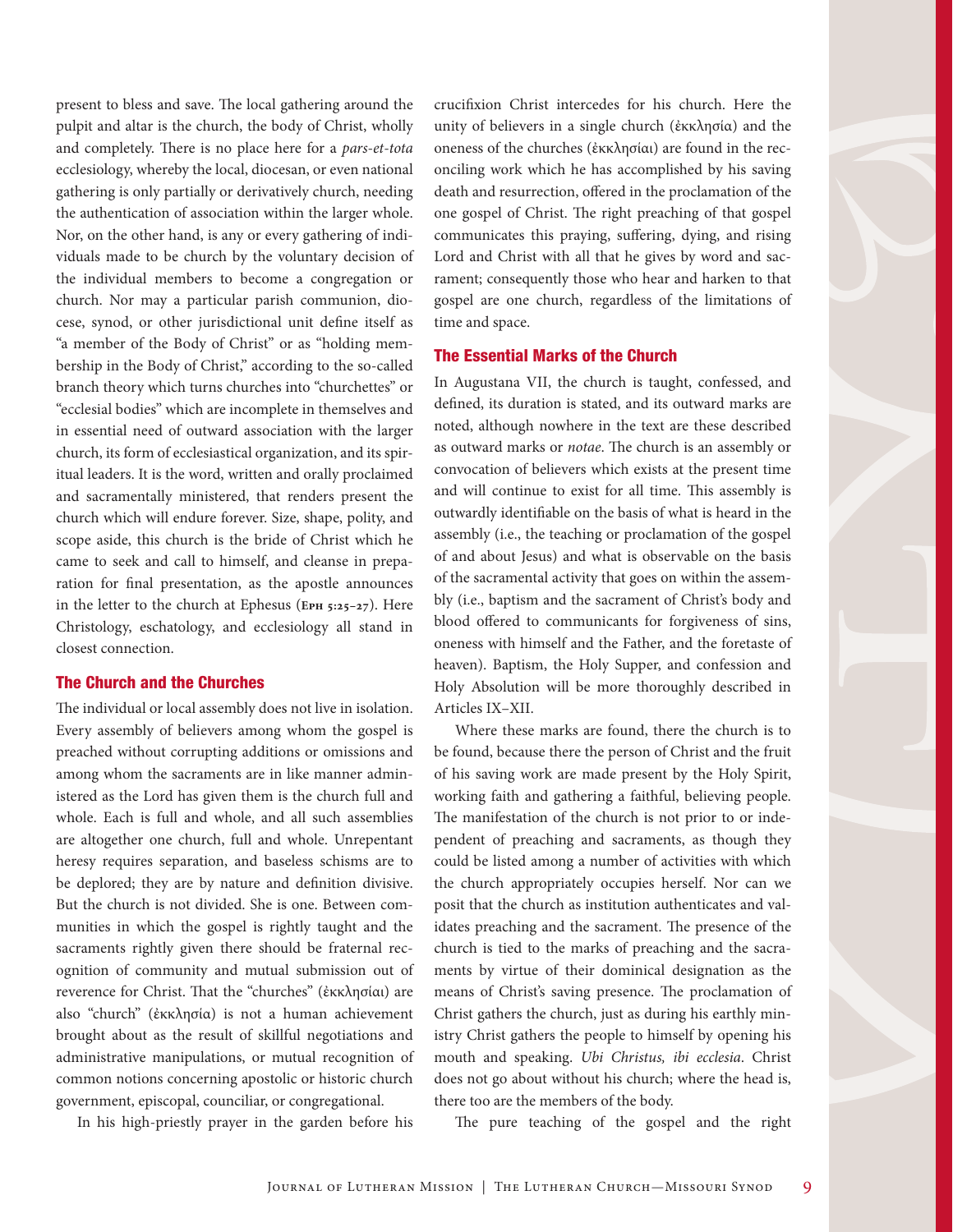present to bless and save. The local gathering around the pulpit and altar is the church, the body of Christ, wholly and completely. There is no place here for a *pars-et-tota* ecclesiology, whereby the local, diocesan, or even national gathering is only partially or derivatively church, needing the authentication of association within the larger whole. Nor, on the other hand, is any or every gathering of individuals made to be church by the voluntary decision of the individual members to become a congregation or church. Nor may a particular parish communion, diocese, synod, or other jurisdictional unit define itself as "a member of the Body of Christ" or as "holding membership in the Body of Christ," according to the so-called branch theory which turns churches into "churchettes" or "ecclesial bodies" which are incomplete in themselves and in essential need of outward association with the larger church, its form of ecclesiastical organization, and its spiritual leaders. It is the word, written and orally proclaimed and sacramentally ministered, that renders present the church which will endure forever. Size, shape, polity, and scope aside, this church is the bride of Christ which he came to seek and call to himself, and cleanse in preparation for final presentation, as the apostle announces in the letter to the church at Ephesus (Eph 5:25–27). Here Christology, eschatology, and ecclesiology all stand in closest connection.

## The Church and the Churches

The individual or local assembly does not live in isolation. Every assembly of believers among whom the gospel is preached without corrupting additions or omissions and among whom the sacraments are in like manner administered as the Lord has given them is the church full and whole. Each is full and whole, and all such assemblies are altogether one church, full and whole. Unrepentant heresy requires separation, and baseless schisms are to be deplored; they are by nature and definition divisive. But the church is not divided. She is one. Between communities in which the gospel is rightly taught and the sacraments rightly given there should be fraternal recognition of community and mutual submission out of reverence for Christ. That the "churches" (ἐκκλησίαι) are also "church" (ἐκκλησία) is not a human achievement brought about as the result of skillful negotiations and administrative manipulations, or mutual recognition of common notions concerning apostolic or historic church government, episcopal, counciliar, or congregational.

In his high-priestly prayer in the garden before his crucifixion Christ intercedes for his church. Here the unity of believers in a single church (ἐκκλησία) and the oneness of the churches (ἐκκλησίαι) are found in the reconciling work which he has accomplished by his saving death and resurrection, offered in the proclamation of the one gospel of Christ. The right preaching of that gospel communicates this praying, suffering, dying, and rising Lord and Christ with all that he gives by word and sacrament; consequently those who hear and harken to that gospel are one church, regardless of the limitations of time and space.

## The Essential Marks of the Church

In Augustana VII, the church is taught, confessed, and defined, its duration is stated, and its outward marks are noted, although nowhere in the text are these described as outward marks or *notae*. The church is an assembly or convocation of believers which exists at the present time and will continue to exist for all time. This assembly is outwardly identifiable on the basis of what is heard in the assembly (i.e., the teaching or proclamation of the gospel of and about Jesus) and what is observable on the basis of the sacramental activity that goes on within the assembly (i.e., baptism and the sacrament of Christ's body and blood offered to communicants for forgiveness of sins, oneness with himself and the Father, and the foretaste of heaven). Baptism, the Holy Supper, and confession and Holy Absolution will be more thoroughly described in Articles IX–XII.

Where these marks are found, there the church is to be found, because there the person of Christ and the fruit of his saving work are made present by the Holy Spirit, working faith and gathering a faithful, believing people. The manifestation of the church is not prior to or independent of preaching and sacraments, as though they could be listed among a number of activities with which the church appropriately occupies herself. Nor can we posit that the church as institution authenticates and validates preaching and the sacrament. The presence of the church is tied to the marks of preaching and the sacraments by virtue of their dominical designation as the means of Christ's saving presence. The proclamation of Christ gathers the church, just as during his earthly ministry Christ gathers the people to himself by opening his mouth and speaking. *Ubi Christus, ibi ecclesia*. Christ does not go about without his church; where the head is, there too are the members of the body.

The pure teaching of the gospel and the right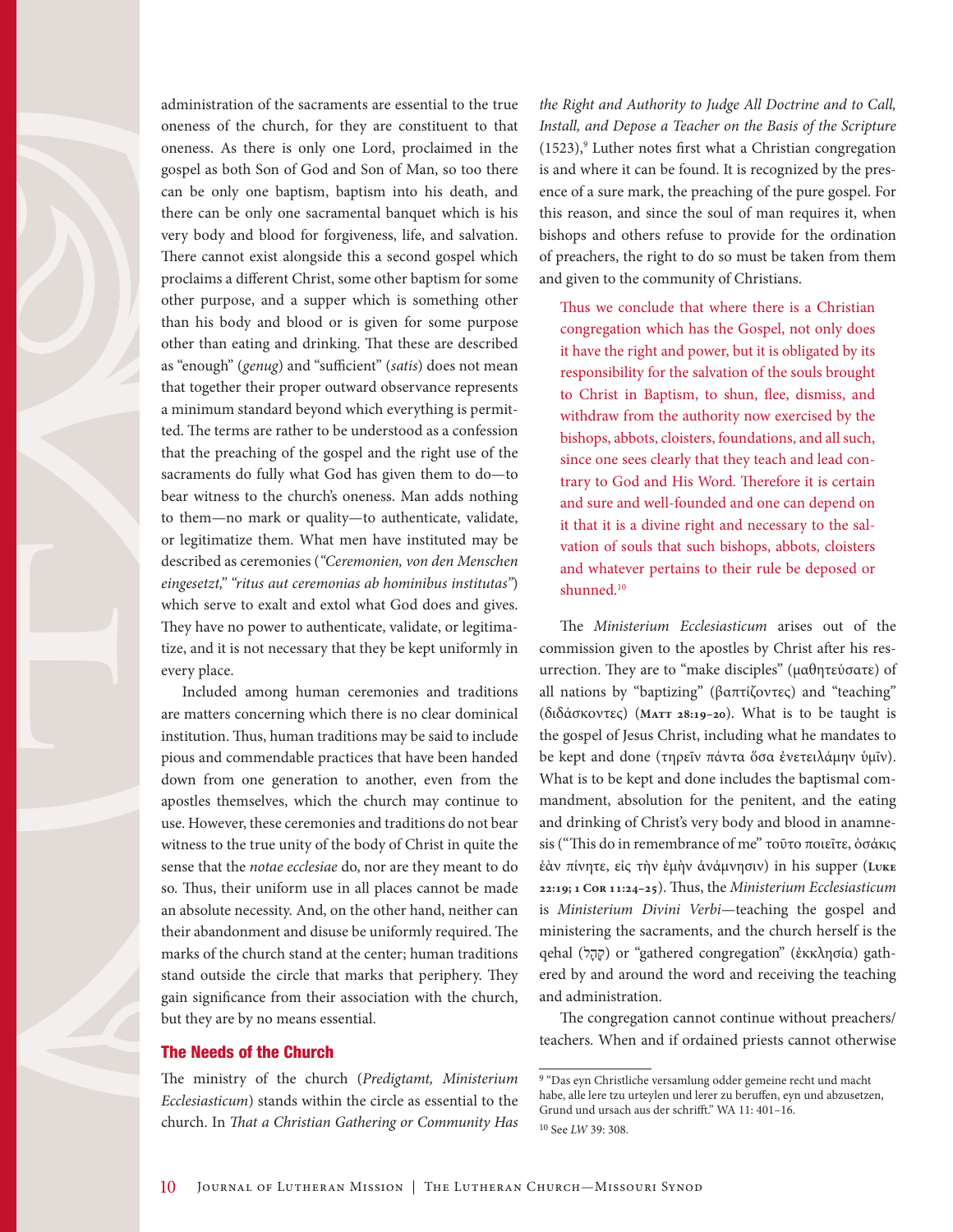administration of the sacraments are essential to the true oneness of the church, for they are constituent to that oneness. As there is only one Lord, proclaimed in the gospel as both Son of God and Son of Man, so too there can be only one baptism, baptism into his death, and there can be only one sacramental banquet which is his very body and blood for forgiveness, life, and salvation. There cannot exist alongside this a second gospel which proclaims a different Christ, some other baptism for some other purpose, and a supper which is something other than his body and blood or is given for some purpose other than eating and drinking. That these are described as "enough" (*genug*) and "sufficient" (*satis*) does not mean that together their proper outward observance represents a minimum standard beyond which everything is permitted. The terms are rather to be understood as a confession that the preaching of the gospel and the right use of the sacraments do fully what God has given them to do—to bear witness to the church's oneness. Man adds nothing to them—no mark or quality—to authenticate, validate, or legitimatize them. What men have instituted may be described as ceremonies (*"Ceremonien, von den Menschen eingesetzt," "ritus aut ceremonias ab hominibus institutas"*) which serve to exalt and extol what God does and gives. They have no power to authenticate, validate, or legitimatize, and it is not necessary that they be kept uniformly in every place.

Included among human ceremonies and traditions are matters concerning which there is no clear dominical institution. Thus, human traditions may be said to include pious and commendable practices that have been handed down from one generation to another, even from the apostles themselves, which the church may continue to use. However, these ceremonies and traditions do not bear witness to the true unity of the body of Christ in quite the sense that the *notae ecclesiae* do, nor are they meant to do so. Thus, their uniform use in all places cannot be made an absolute necessity. And, on the other hand, neither can their abandonment and disuse be uniformly required. The marks of the church stand at the center; human traditions stand outside the circle that marks that periphery. They gain significance from their association with the church, but they are by no means essential.

## The Needs of the Church

The ministry of the church (*Predigtamt, Ministerium Ecclesiasticum*) stands within the circle as essential to the church. In *That a Christian Gathering or Community Has the Right and Authority to Judge All Doctrine and to Call, Install, and Depose a Teacher on the Basis of the Scripture* (1523),[9] Luther notes first what a Christian congregation is and where it can be found. It is recognized by the presence of a sure mark, the preaching of the pure gospel. For this reason, and since the soul of man requires it, when bishops and others refuse to provide for the ordination of preachers, the right to do so must be taken from them and given to the community of Christians.

> Thus we conclude that where there is a Christian congregation which has the Gospel, not only does it have the right and power, but it is obligated by its responsibility for the salvation of the souls brought to Christ in Baptism, to shun, flee, dismiss, and withdraw from the authority now exercised by the bishops, abbots, cloisters, foundations, and all such, since one sees clearly that they teach and lead contrary to God and His Word. Therefore it is certain and sure and well-founded and one can depend on it that it is a divine right and necessary to the salvation of souls that such bishops, abbots, cloisters and whatever pertains to their rule be deposed or shunned.[10]

The *Ministerium Ecclesiasticum* arises out of the commission given to the apostles by Christ after his resurrection. They are to "make disciples" (μαθητεύσατε) of all nations by "baptizing" (βαπτίζοντες) and "teaching" (διδάσκοντες) (Matt 28:19–20). What is to be taught is the gospel of Jesus Christ, including what he mandates to be kept and done (τηρεῖν πάντα ὅσα ἐνετειλάμην ὑμῖν). What is to be kept and done includes the baptismal commandment, absolution for the penitent, and the eating and drinking of Christ's very body and blood in anamnesis ("This do in remembrance of me" τοῦτο ποιεῖτε, ὁσάκις ἐὰν πίνητε, εἰς τὴν ἐμὴν ἀνάμνησιν) in his supper (Luke 22:19; 1 Cor 11:24–25). Thus, the *Ministerium Ecclesiasticum* is *Ministerium Divini Verbi*—teaching the gospel and ministering the sacraments, and the church herself is the qehal (קָהָל) or "gathered congregation" (ἐκκλησία) gathered by and around the word and receiving the teaching and administration.

The congregation cannot continue without preachers/teachers. When and if ordained priests cannot otherwise

---

[9] "Das eyn Christliche versamlung odder gemeine recht und macht habe, alle lere tzu urteylen und lerer zu beruffen, eyn und abzusetzen, Grund und ursach aus der schrifft." WA 11: 401–16.

[10] See *LW* 39: 308.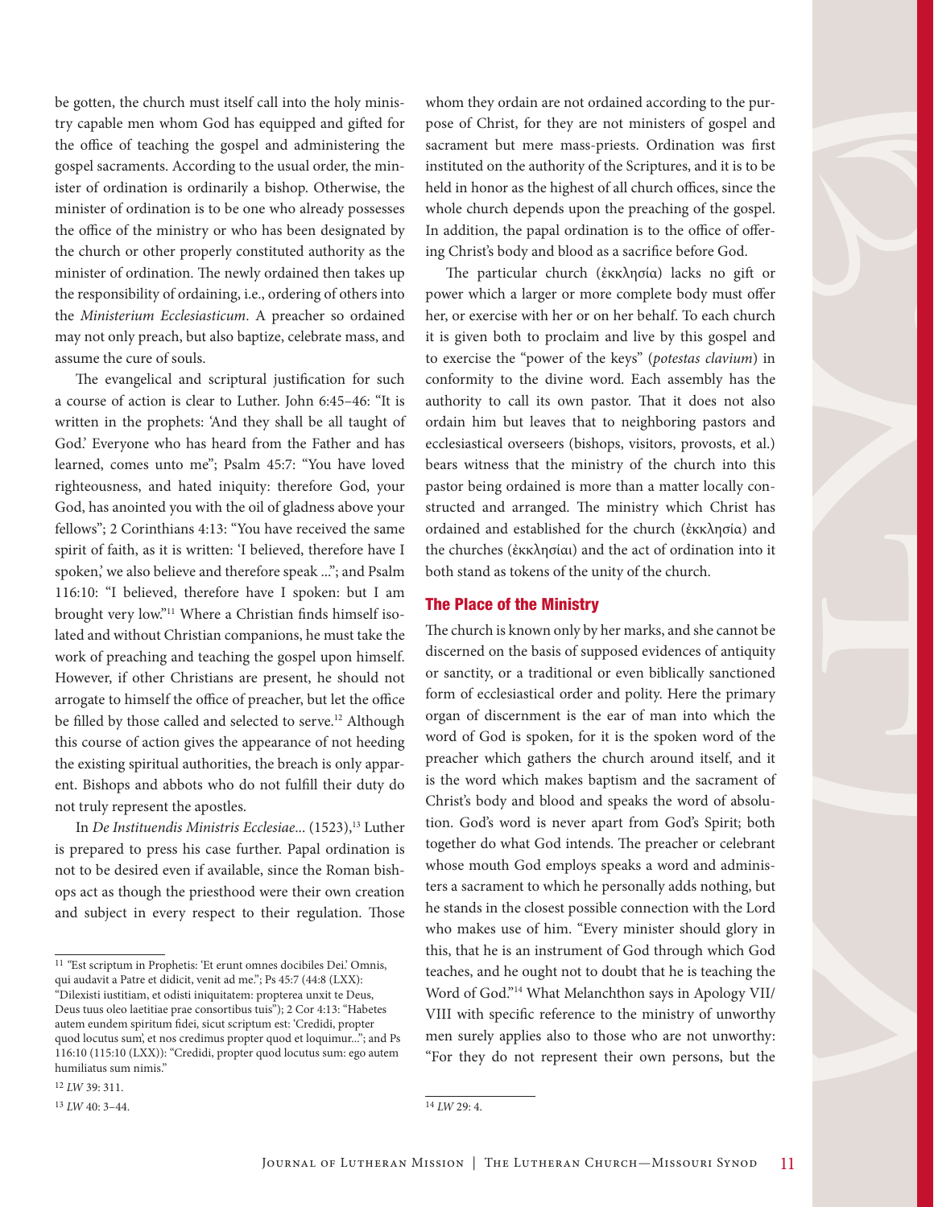be gotten, the church must itself call into the holy ministry capable men whom God has equipped and gifted for the office of teaching the gospel and administering the gospel sacraments. According to the usual order, the minister of ordination is ordinarily a bishop. Otherwise, the minister of ordination is to be one who already possesses the office of the ministry or who has been designated by the church or other properly constituted authority as the minister of ordination. The newly ordained then takes up the responsibility of ordaining, i.e., ordering of others into the *Ministerium Ecclesiasticum*. A preacher so ordained may not only preach, but also baptize, celebrate mass, and assume the cure of souls.

The evangelical and scriptural justification for such a course of action is clear to Luther. John 6:45–46: "It is written in the prophets: 'And they shall be all taught of God.' Everyone who has heard from the Father and has learned, comes unto me"; Psalm 45:7: "You have loved righteousness, and hated iniquity: therefore God, your God, has anointed you with the oil of gladness above your fellows"; 2 Corinthians 4:13: "You have received the same spirit of faith, as it is written: 'I believed, therefore have I spoken,' we also believe and therefore speak ..."; and Psalm 116:10: "I believed, therefore have I spoken: but I am brought very low."[11] Where a Christian finds himself isolated and without Christian companions, he must take the work of preaching and teaching the gospel upon himself. However, if other Christians are present, he should not arrogate to himself the office of preacher, but let the office be filled by those called and selected to serve.[12] Although this course of action gives the appearance of not heeding the existing spiritual authorities, the breach is only apparent. Bishops and abbots who do not fulfill their duty do not truly represent the apostles.

In *De Instituendis Ministris Ecclesiae*... (1523),[13] Luther is prepared to press his case further. Papal ordination is not to be desired even if available, since the Roman bishops act as though the priesthood were their own creation and subject in every respect to their regulation. Those whom they ordain are not ordained according to the purpose of Christ, for they are not ministers of gospel and sacrament but mere mass-priests. Ordination was first instituted on the authority of the Scriptures, and it is to be held in honor as the highest of all church offices, since the whole church depends upon the preaching of the gospel. In addition, the papal ordination is to the office of offering Christ's body and blood as a sacrifice before God.

The particular church (ἐκκλησία) lacks no gift or power which a larger or more complete body must offer her, or exercise with her or on her behalf. To each church it is given both to proclaim and live by this gospel and to exercise the "power of the keys" (*potestas clavium*) in conformity to the divine word. Each assembly has the authority to call its own pastor. That it does not also ordain him but leaves that to neighboring pastors and ecclesiastical overseers (bishops, visitors, provosts, et al.) bears witness that the ministry of the church into this pastor being ordained is more than a matter locally constructed and arranged. The ministry which Christ has ordained and established for the church (ἐκκλησία) and the churches (ἐκκλησίαι) and the act of ordination into it both stand as tokens of the unity of the church.

## The Place of the Ministry

The church is known only by her marks, and she cannot be discerned on the basis of supposed evidences of antiquity or sanctity, or a traditional or even biblically sanctioned form of ecclesiastical order and polity. Here the primary organ of discernment is the ear of man into which the word of God is spoken, for it is the spoken word of the preacher which gathers the church around itself, and it is the word which makes baptism and the sacrament of Christ's body and blood and speaks the word of absolution. God's word is never apart from God's Spirit; both together do what God intends. The preacher or celebrant whose mouth God employs speaks a word and administers a sacrament to which he personally adds nothing, but he stands in the closest possible connection with the Lord who makes use of him. "Every minister should glory in this, that he is an instrument of God through which God teaches, and he ought not to doubt that he is teaching the Word of God."[14] What Melanchthon says in Apology VII/VIII with specific reference to the ministry of unworthy men surely applies also to those who are not unworthy: "For they do not represent their own persons, but the

---

[11] "Est scriptum in Prophetis: 'Et erunt omnes docibiles Dei.' Omnis, qui audavit a Patre et didicit, venit ad me."; Ps 45:7 (44:8 (LXX): "Dilexisti iustitiam, et odisti iniquitatem: propterea unxit te Deus, Deus tuus oleo laetitiae prae consortibus tuis"); 2 Cor 4:13: "Habetes autem eundem spiritum fidei, sicut scriptum est: 'Credidi, propter quod locutus sum', et nos credimus propter quod et loquimur..."; and Ps 116:10 (115:10 (LXX)): "Credidi, propter quod locutus sum: ego autem humiliatus sum nimis."

[12] *LW* 39: 311.

[13] *LW* 40: 3–44.

[14] *LW* 29: 4.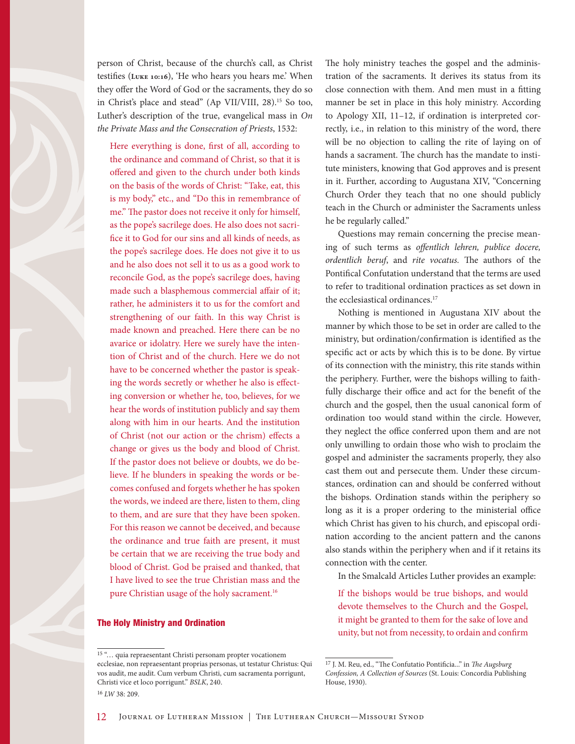person of Christ, because of the church's call, as Christ testifies (**Luke 10:16**), 'He who hears you hears me.' When they offer the Word of God or the sacraments, they do so in Christ's place and stead" (Ap VII/VIII, 28).[15] So too, Luther's description of the true, evangelical mass in *On the Private Mass and the Consecration of Priests*, 1532:

> Here everything is done, first of all, according to the ordinance and command of Christ, so that it is offered and given to the church under both kinds on the basis of the words of Christ: "Take, eat, this is my body," etc., and "Do this in remembrance of me." The pastor does not receive it only for himself, as the pope's sacrilege does. He also does not sacrifice it to God for our sins and all kinds of needs, as the pope's sacrilege does. He does not give it to us and he also does not sell it to us as a good work to reconcile God, as the pope's sacrilege does, having made such a blasphemous commercial affair of it; rather, he administers it to us for the comfort and strengthening of our faith. In this way Christ is made known and preached. Here there can be no avarice or idolatry. Here we surely have the intention of Christ and of the church. Here we do not have to be concerned whether the pastor is speaking the words secretly or whether he also is effecting conversion or whether he, too, believes, for we hear the words of institution publicly and say them along with him in our hearts. And the institution of Christ (not our action or the chrism) effects a change or gives us the body and blood of Christ. If the pastor does not believe or doubts, we do believe. If he blunders in speaking the words or becomes confused and forgets whether he has spoken the words, we indeed are there, listen to them, cling to them, and are sure that they have been spoken. For this reason we cannot be deceived, and because the ordinance and true faith are present, it must be certain that we are receiving the true body and blood of Christ. God be praised and thanked, that I have lived to see the true Christian mass and the pure Christian usage of the holy sacrament.[16]

## The Holy Ministry and Ordination

The holy ministry teaches the gospel and the administration of the sacraments. It derives its status from its close connection with them. And men must in a fitting manner be set in place in this holy ministry. According to Apology XII, 11–12, if ordination is interpreted correctly, i.e., in relation to this ministry of the word, there will be no objection to calling the rite of laying on of hands a sacrament. The church has the mandate to institute ministers, knowing that God approves and is present in it. Further, according to Augustana XIV, "Concerning Church Order they teach that no one should publicly teach in the Church or administer the Sacraments unless he be regularly called."

Questions may remain concerning the precise meaning of such terms as *offentlich lehren, publice docere, ordentlich beruf*, and *rite vocatus*. The authors of the Pontifical Confutation understand that the terms are used to refer to traditional ordination practices as set down in the ecclesiastical ordinances.[17]

Nothing is mentioned in Augustana XIV about the manner by which those to be set in order are called to the ministry, but ordination/confirmation is identified as the specific act or acts by which this is to be done. By virtue of its connection with the ministry, this rite stands within the periphery. Further, were the bishops willing to faithfully discharge their office and act for the benefit of the church and the gospel, then the usual canonical form of ordination too would stand within the circle. However, they neglect the office conferred upon them and are not only unwilling to ordain those who wish to proclaim the gospel and administer the sacraments properly, they also cast them out and persecute them. Under these circumstances, ordination can and should be conferred without the bishops. Ordination stands within the periphery so long as it is a proper ordering to the ministerial office which Christ has given to his church, and episcopal ordination according to the ancient pattern and the canons also stands within the periphery when and if it retains its connection with the center.

In the Smalcald Articles Luther provides an example:

> If the bishops would be true bishops, and would devote themselves to the Church and the Gospel, it might be granted to them for the sake of love and unity, but not from necessity, to ordain and confirm

---

[15] "… quia repraesentant Christi personam propter vocationem ecclesiae, non repraesentant proprias personas, ut testatur Christus: Qui vos audit, me audit. Cum verbum Christi, cum sacramenta porrigunt, Christi vice et loco porrigunt." *BSLK*, 240.

[16] *LW* 38: 209.

[17] J. M. Reu, ed., "The Confutatio Pontificia..." in *The Augsburg Confession, A Collection of Sources* (St. Louis: Concordia Publishing House, 1930).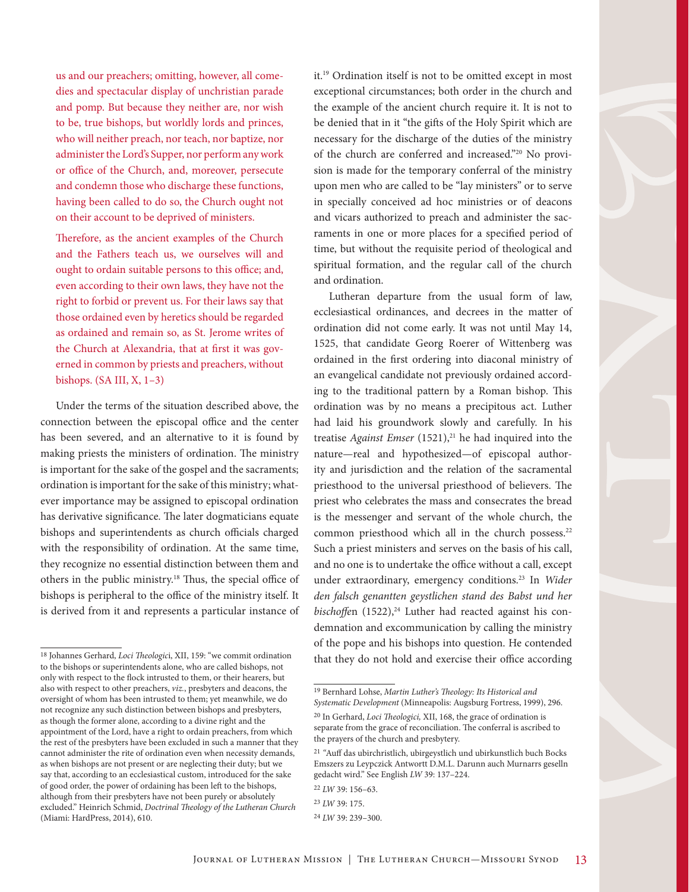us and our preachers; omitting, however, all comedies and spectacular display of unchristian parade and pomp. But because they neither are, nor wish to be, true bishops, but worldly lords and princes, who will neither preach, nor teach, nor baptize, nor administer the Lord's Supper, nor perform any work or office of the Church, and, moreover, persecute and condemn those who discharge these functions, having been called to do so, the Church ought not on their account to be deprived of ministers.

Therefore, as the ancient examples of the Church and the Fathers teach us, we ourselves will and ought to ordain suitable persons to this office; and, even according to their own laws, they have not the right to forbid or prevent us. For their laws say that those ordained even by heretics should be regarded as ordained and remain so, as St. Jerome writes of the Church at Alexandria, that at first it was governed in common by priests and preachers, without bishops. (SA III, X, 1–3)

Under the terms of the situation described above, the connection between the episcopal office and the center has been severed, and an alternative to it is found by making priests the ministers of ordination. The ministry is important for the sake of the gospel and the sacraments; ordination is important for the sake of this ministry; whatever importance may be assigned to episcopal ordination has derivative significance. The later dogmaticians equate bishops and superintendents as church officials charged with the responsibility of ordination. At the same time, they recognize no essential distinction between them and others in the public ministry.[18] Thus, the special office of bishops is peripheral to the office of the ministry itself. It is derived from it and represents a particular instance of it.[19] Ordination itself is not to be omitted except in most exceptional circumstances; both order in the church and the example of the ancient church require it. It is not to be denied that in it "the gifts of the Holy Spirit which are necessary for the discharge of the duties of the ministry of the church are conferred and increased."[20] No provision is made for the temporary conferral of the ministry upon men who are called to be "lay ministers" or to serve in specially conceived ad hoc ministries or of deacons and vicars authorized to preach and administer the sacraments in one or more places for a specified period of time, but without the requisite period of theological and spiritual formation, and the regular call of the church and ordination.

Lutheran departure from the usual form of law, ecclesiastical ordinances, and decrees in the matter of ordination did not come early. It was not until May 14, 1525, that candidate Georg Roerer of Wittenberg was ordained in the first ordering into diaconal ministry of an evangelical candidate not previously ordained according to the traditional pattern by a Roman bishop. This ordination was by no means a precipitous act. Luther had laid his groundwork slowly and carefully. In his treatise *Against Emser* (1521),[21] he had inquired into the nature—real and hypothesized—of episcopal authority and jurisdiction and the relation of the sacramental priesthood to the universal priesthood of believers. The priest who celebrates the mass and consecrates the bread is the messenger and servant of the whole church, the common priesthood which all in the church possess.[22] Such a priest ministers and serves on the basis of his call, and no one is to undertake the office without a call, except under extraordinary, emergency conditions.[23] In *Wider den falsch genantten geystlichen stand des Babst und her bischoffen* (1522),[24] Luther had reacted against his condemnation and excommunication by calling the ministry of the pope and his bishops into question. He contended that they do not hold and exercise their office according

---

[18] Johannes Gerhard, *Loci Theologici*, XII, 159: "we commit ordination to the bishops or superintendents alone, who are called bishops, not only with respect to the flock intrusted to them, or their hearers, but also with respect to other preachers, *viz.*, presbyters and deacons, the oversight of whom has been intrusted to them; yet meanwhile, we do not recognize any such distinction between bishops and presbyters, as though the former alone, according to a divine right and the appointment of the Lord, have a right to ordain preachers, from which the rest of the presbyters have been excluded in such a manner that they cannot administer the rite of ordination even when necessity demands, as when bishops are not present or are neglecting their duty; but we say that, according to an ecclesiastical custom, introduced for the sake of good order, the power of ordaining has been left to the bishops, although from their presbyters have not been purely or absolutely excluded." Heinrich Schmid, *Doctrinal Theology of the Lutheran Church* (Miami: HardPress, 2014), 610.

[19] Bernhard Lohse, *Martin Luther's Theology: Its Historical and Systematic Development* (Minneapolis: Augsburg Fortress, 1999), 296.

[20] In Gerhard, *Loci Theologici,* XII, 168, the grace of ordination is separate from the grace of reconciliation. The conferral is ascribed to the prayers of the church and presbytery.

[21] "Auff das ubirchristlich, ubirgeystlich und ubirkunstlich buch Bocks Emszers zu Leypczick Antwortt D.M.L. Darunn auch Murnarrs geselln gedacht wird." See English *LW* 39: 137–224.

[22] *LW* 39: 156–63.

[23] *LW* 39: 175.

[24] *LW* 39: 239–300.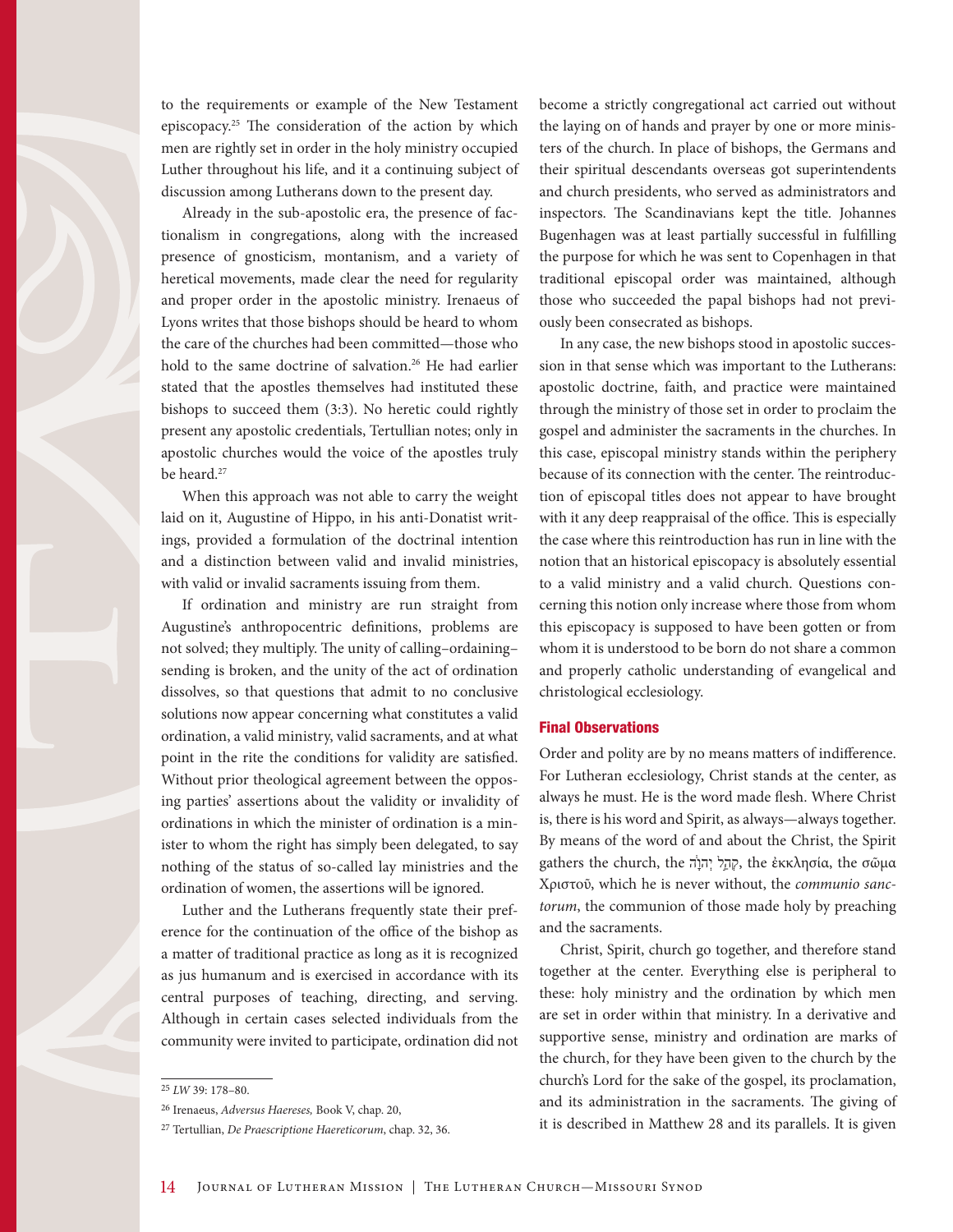to the requirements or example of the New Testament episcopacy.[25] The consideration of the action by which men are rightly set in order in the holy ministry occupied Luther throughout his life, and it a continuing subject of discussion among Lutherans down to the present day.

Already in the sub-apostolic era, the presence of factionalism in congregations, along with the increased presence of gnosticism, montanism, and a variety of heretical movements, made clear the need for regularity and proper order in the apostolic ministry. Irenaeus of Lyons writes that those bishops should be heard to whom the care of the churches had been committed—those who hold to the same doctrine of salvation.[26] He had earlier stated that the apostles themselves had instituted these bishops to succeed them (3:3). No heretic could rightly present any apostolic credentials, Tertullian notes; only in apostolic churches would the voice of the apostles truly be heard.[27]

When this approach was not able to carry the weight laid on it, Augustine of Hippo, in his anti-Donatist writings, provided a formulation of the doctrinal intention and a distinction between valid and invalid ministries, with valid or invalid sacraments issuing from them.

If ordination and ministry are run straight from Augustine's anthropocentric definitions, problems are not solved; they multiply. The unity of calling–ordaining–sending is broken, and the unity of the act of ordination dissolves, so that questions that admit to no conclusive solutions now appear concerning what constitutes a valid ordination, a valid ministry, valid sacraments, and at what point in the rite the conditions for validity are satisfied. Without prior theological agreement between the opposing parties' assertions about the validity or invalidity of ordinations in which the minister of ordination is a minister to whom the right has simply been delegated, to say nothing of the status of so-called lay ministries and the ordination of women, the assertions will be ignored.

Luther and the Lutherans frequently state their preference for the continuation of the office of the bishop as a matter of traditional practice as long as it is recognized as jus humanum and is exercised in accordance with its central purposes of teaching, directing, and serving. Although in certain cases selected individuals from the community were invited to participate, ordination did not become a strictly congregational act carried out without the laying on of hands and prayer by one or more ministers of the church. In place of bishops, the Germans and their spiritual descendants overseas got superintendents and church presidents, who served as administrators and inspectors. The Scandinavians kept the title. Johannes Bugenhagen was at least partially successful in fulfilling the purpose for which he was sent to Copenhagen in that traditional episcopal order was maintained, although those who succeeded the papal bishops had not previously been consecrated as bishops.

In any case, the new bishops stood in apostolic succession in that sense which was important to the Lutherans: apostolic doctrine, faith, and practice were maintained through the ministry of those set in order to proclaim the gospel and administer the sacraments in the churches. In this case, episcopal ministry stands within the periphery because of its connection with the center. The reintroduction of episcopal titles does not appear to have brought with it any deep reappraisal of the office. This is especially the case where this reintroduction has run in line with the notion that an historical episcopacy is absolutely essential to a valid ministry and a valid church. Questions concerning this notion only increase where those from whom this episcopacy is supposed to have been gotten or from whom it is understood to be born do not share a common and properly catholic understanding of evangelical and christological ecclesiology.

## Final Observations

Order and polity are by no means matters of indifference. For Lutheran ecclesiology, Christ stands at the center, as always he must. He is the word made flesh. Where Christ is, there is his word and Spirit, as always—always together. By means of the word of and about the Christ, the Spirit gathers the church, the קְהַל יְהוָה, the ἐκκλησία, the σῶμα Χριστοῦ, which he is never without, the *communio sanctorum*, the communion of those made holy by preaching and the sacraments.

Christ, Spirit, church go together, and therefore stand together at the center. Everything else is peripheral to these: holy ministry and the ordination by which men are set in order within that ministry. In a derivative and supportive sense, ministry and ordination are marks of the church, for they have been given to the church by the church's Lord for the sake of the gospel, its proclamation, and its administration in the sacraments. The giving of it is described in Matthew 28 and its parallels. It is given

---

[25] *LW* 39: 178–80.

[26] Irenaeus, *Adversus Haereses,* Book V, chap. 20,

[27] Tertullian, *De Praescriptione Haereticorum*, chap. 32, 36.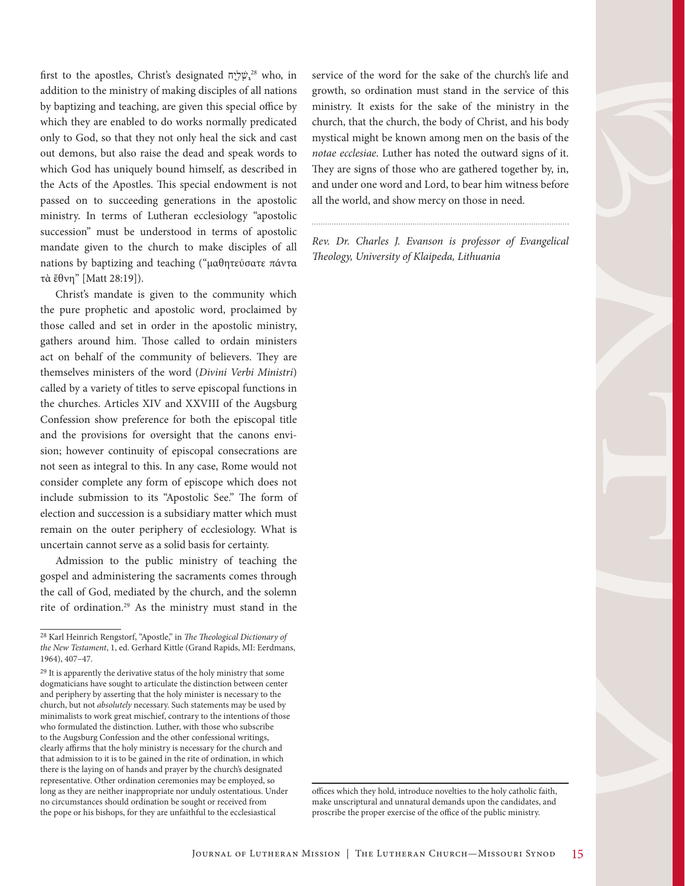first to the apostles, Christ's designated שָׁלִיחַ,[28] who, in addition to the ministry of making disciples of all nations by baptizing and teaching, are given this special office by which they are enabled to do works normally predicated only to God, so that they not only heal the sick and cast out demons, but also raise the dead and speak words to which God has uniquely bound himself, as described in the Acts of the Apostles. This special endowment is not passed on to succeeding generations in the apostolic ministry. In terms of Lutheran ecclesiology "apostolic succession" must be understood in terms of apostolic mandate given to the church to make disciples of all nations by baptizing and teaching ("μαθητεύσατε πάντα τὰ ἔθνη" [Matt 28:19]).

Christ's mandate is given to the community which the pure prophetic and apostolic word, proclaimed by those called and set in order in the apostolic ministry, gathers around him. Those called to ordain ministers act on behalf of the community of believers. They are themselves ministers of the word (*Divini Verbi Ministri*) called by a variety of titles to serve episcopal functions in the churches. Articles XIV and XXVIII of the Augsburg Confession show preference for both the episcopal title and the provisions for oversight that the canons envision; however continuity of episcopal consecrations are not seen as integral to this. In any case, Rome would not consider complete any form of episcope which does not include submission to its "Apostolic See." The form of election and succession is a subsidiary matter which must remain on the outer periphery of ecclesiology. What is uncertain cannot serve as a solid basis for certainty.

Admission to the public ministry of teaching the gospel and administering the sacraments comes through the call of God, mediated by the church, and the solemn rite of ordination.[29] As the ministry must stand in the service of the word for the sake of the church's life and growth, so ordination must stand in the service of this ministry. It exists for the sake of the ministry in the church, that the church, the body of Christ, and his body mystical might be known among men on the basis of the *notae ecclesiae*. Luther has noted the outward signs of it. They are signs of those who are gathered together by, in, and under one word and Lord, to bear him witness before all the world, and show mercy on those in need.

---

*Rev. Dr. Charles J. Evanson is professor of Evangelical Theology, University of Klaipeda, Lithuania*

---

[28] Karl Heinrich Rengstorf, "Apostle," in *The Theological Dictionary of the New Testament*, 1, ed. Gerhard Kittle (Grand Rapids, MI: Eerdmans, 1964), 407–47.

[29] It is apparently the derivative status of the holy ministry that some dogmaticians have sought to articulate the distinction between center and periphery by asserting that the holy minister is necessary to the church, but not *absolutely* necessary. Such statements may be used by minimalists to work great mischief, contrary to the intentions of those who formulated the distinction. Luther, with those who subscribe to the Augsburg Confession and the other confessional writings, clearly affirms that the holy ministry is necessary for the church and that admission to it is to be gained in the rite of ordination, in which there is the laying on of hands and prayer by the church's designated representative. Other ordination ceremonies may be employed, so long as they are neither inappropriate nor unduly ostentatious. Under no circumstances should ordination be sought or received from the pope or his bishops, for they are unfaithful to the ecclesiastical offices which they hold, introduce novelties to the holy catholic faith, make unscriptural and unnatural demands upon the candidates, and proscribe the proper exercise of the office of the public ministry.